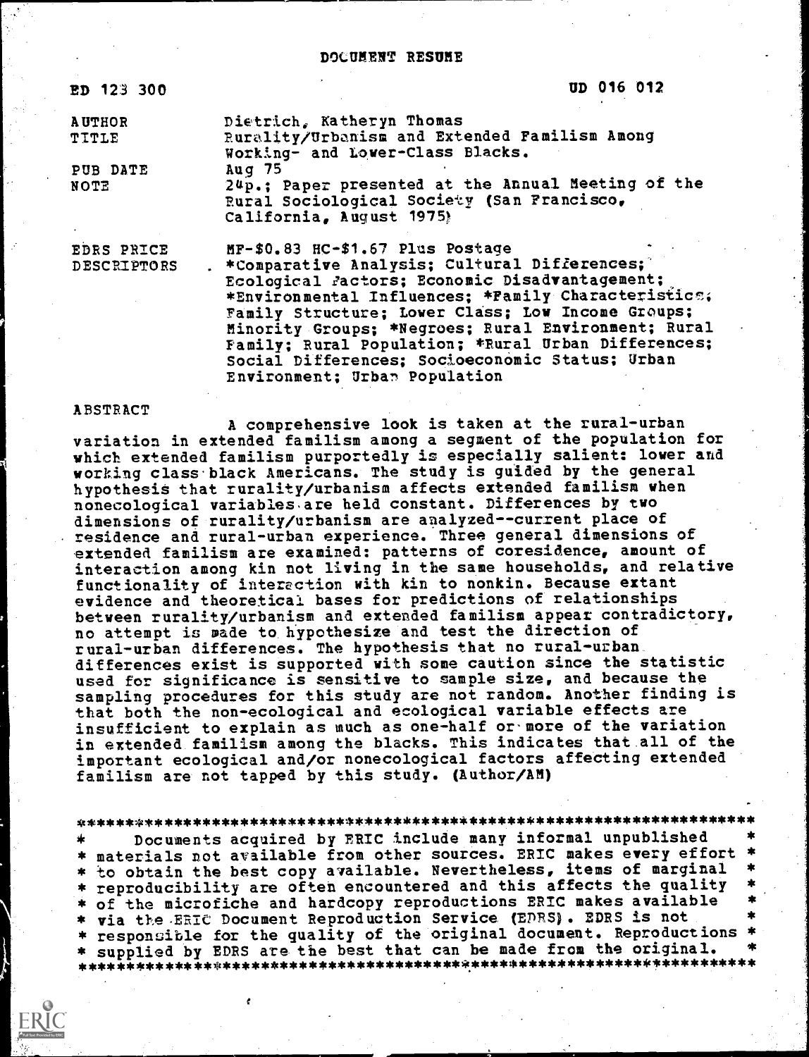# DOCUMENT RESUME

| | |
|---|---|
| ED 123 300 | UD 016 012 |
| AUTHOR | Dietrich, Katheryn Thomas |
| TITLE | Rurality/Urbanism and Extended Familism Among Working- and Lower-Class Blacks. |
| PUB DATE | Aug 75 |
| NOTE | 24p.; Paper presented at the Annual Meeting of the Rural Sociological Society (San Francisco, California, August 1975) |
| EDRS PRICE | MF-$0.83 HC-$1.67 Plus Postage |
| DESCRIPTORS | *Comparative Analysis; Cultural Differences; Ecological Factors; Economic Disadvantagement; *Environmental Influences; *Family Characteristics; Family Structure; Lower Class; Low Income Groups; Minority Groups; *Negroes; Rural Environment; Rural Family; Rural Population; *Rural Urban Differences; Social Differences; Socioeconomic Status; Urban Environment; Urban Population |

## ABSTRACT

A comprehensive look is taken at the rural-urban variation in extended familism among a segment of the population for which extended familism purportedly is especially salient: lower and working class black Americans. The study is guided by the general hypothesis that rurality/urbanism affects extended familism when nonecological variables are held constant. Differences by two dimensions of rurality/urbanism are analyzed--current place of residence and rural-urban experience. Three general dimensions of extended familism are examined: patterns of coresidence, amount of interaction among kin not living in the same households, and relative functionality of interaction with kin to nonkin. Because extant evidence and theoretical bases for predictions of relationships between rurality/urbanism and extended familism appear contradictory, no attempt is made to hypothesize and test the direction of rural-urban differences. The hypothesis that no rural-urban differences exist is supported with some caution since the statistic used for significance is sensitive to sample size, and because the sampling procedures for this study are not random. Another finding is that both the non-ecological and ecological variable effects are insufficient to explain as much as one-half or more of the variation in extended familism among the blacks. This indicates that all of the important ecological and/or nonecological factors affecting extended familism are not tapped by this study. (Author/AM)

---

Documents acquired by ERIC include many informal unpublished materials not available from other sources. ERIC makes every effort to obtain the best copy available. Nevertheless, items of marginal reproducibility are often encountered and this affects the quality of the microfiche and hardcopy reproductions ERIC makes available via the ERIC Document Reproduction Service (EDRS). EDRS is not responsible for the quality of the original document. Reproductions supplied by EDRS are the best that can be made from the original.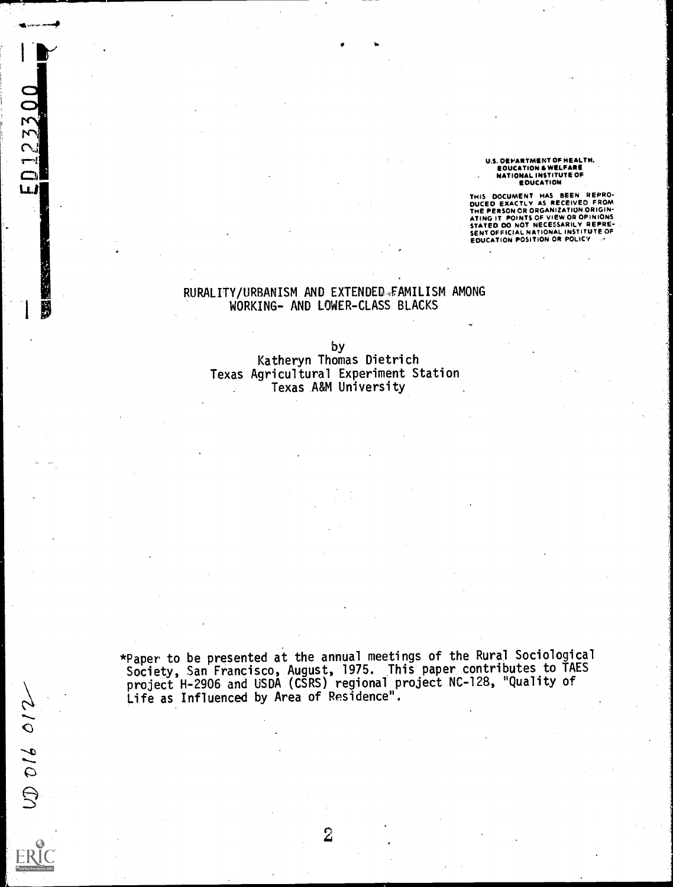U.S. DEPARTMENT OF HEALTH, EDUCATION & WELFARE NATIONAL INSTITUTE OF EDUCATION

THIS DOCUMENT HAS BEEN REPRODUCED EXACTLY AS RECEIVED FROM THE PERSON OR ORGANIZATION ORIGINATING IT. POINTS OF VIEW OR OPINIONS STATED DO NOT NECESSARILY REPRESENT OFFICIAL NATIONAL INSTITUTE OF EDUCATION POSITION OR POLICY

# RURALITY/URBANISM AND EXTENDED FAMILISM AMONG WORKING- AND LOWER-CLASS BLACKS

by

Katheryn Thomas Dietrich
Texas Agricultural Experiment Station
Texas A&M University

*Paper to be presented at the annual meetings of the Rural Sociological Society, San Francisco, August, 1975. This paper contributes to TAES project H-2906 and USDA (CSRS) regional project NC-128, "Quality of Life as Influenced by Area of Residence".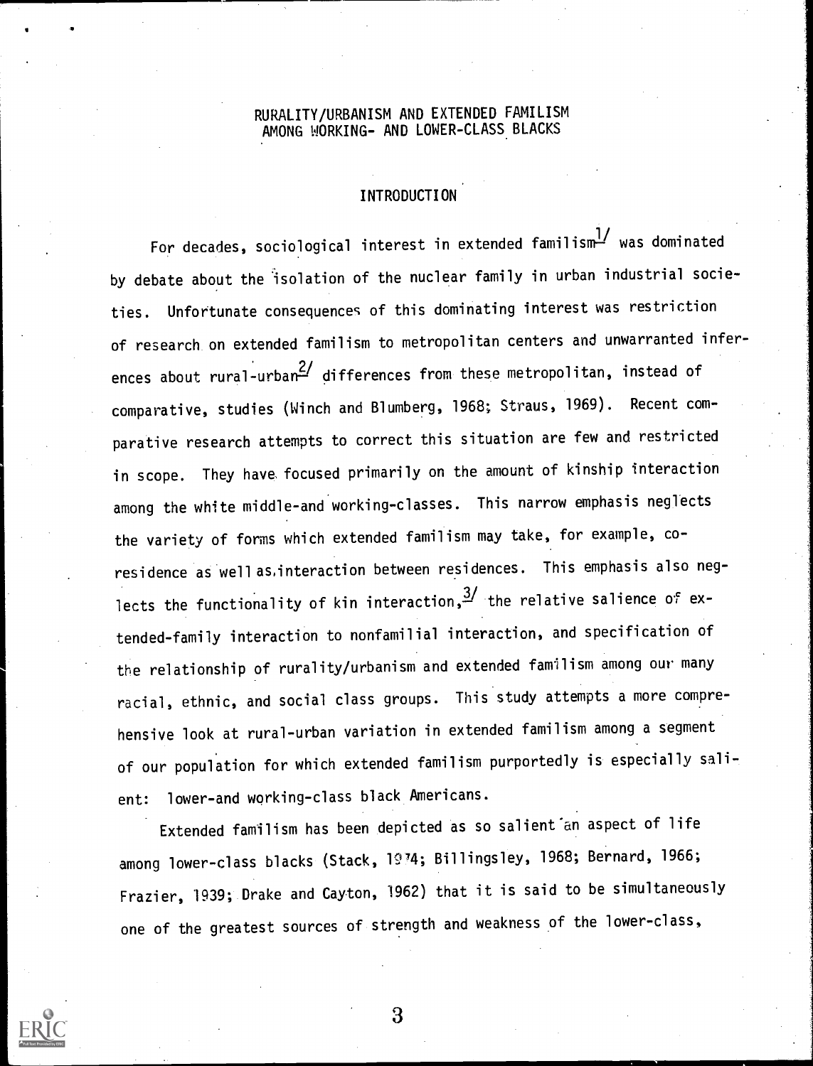# RURALITY/URBANISM AND EXTENDED FAMILISM AMONG WORKING- AND LOWER-CLASS BLACKS

## INTRODUCTION

For decades, sociological interest in extended familism[1/] was dominated by debate about the isolation of the nuclear family in urban industrial societies. Unfortunate consequences of this dominating interest was restriction of research on extended familism to metropolitan centers and unwarranted inferences about rural-urban[2/] differences from these metropolitan, instead of comparative, studies (Winch and Blumberg, 1968; Straus, 1969). Recent comparative research attempts to correct this situation are few and restricted in scope. They have focused primarily on the amount of kinship interaction among the white middle-and working-classes. This narrow emphasis neglects the variety of forms which extended familism may take, for example, co-residence as well as interaction between residences. This emphasis also neglects the functionality of kin interaction,[3/] the relative salience of extended-family interaction to nonfamilial interaction, and specification of the relationship of rurality/urbanism and extended familism among our many racial, ethnic, and social class groups. This study attempts a more comprehensive look at rural-urban variation in extended familism among a segment of our population for which extended familism purportedly is especially salient: lower-and working-class black Americans.

Extended familism has been depicted as so salient an aspect of life among lower-class blacks (Stack, 1974; Billingsley, 1968; Bernard, 1966; Frazier, 1939; Drake and Cayton, 1962) that it is said to be simultaneously one of the greatest sources of strength and weakness of the lower-class,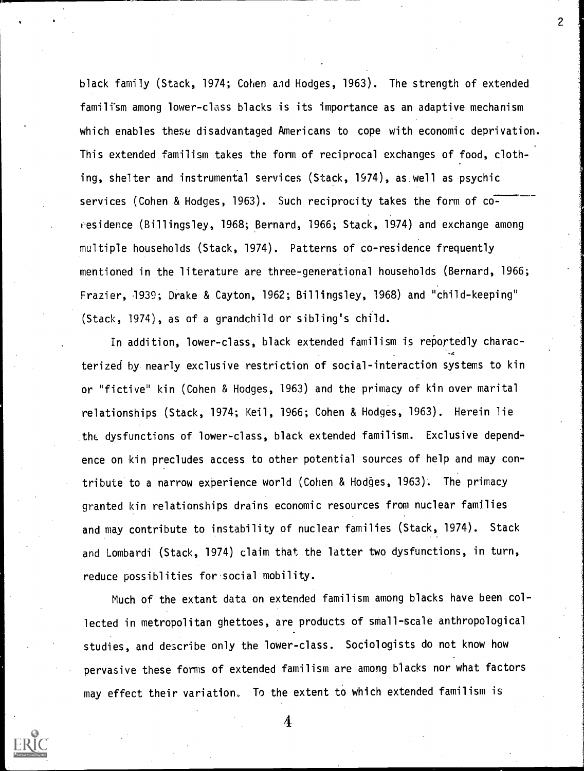black family (Stack, 1974; Cohen and Hodges, 1963). The strength of extended familism among lower-class blacks is its importance as an adaptive mechanism which enables these disadvantaged Americans to cope with economic deprivation. This extended familism takes the form of reciprocal exchanges of food, clothing, shelter and instrumental services (Stack, 1974), as well as psychic services (Cohen & Hodges, 1963). Such reciprocity takes the form of co-residence (Billingsley, 1968; Bernard, 1966; Stack, 1974) and exchange among multiple households (Stack, 1974). Patterns of co-residence frequently mentioned in the literature are three-generational households (Bernard, 1966; Frazier, 1939; Drake & Cayton, 1962; Billingsley, 1968) and "child-keeping" (Stack, 1974), as of a grandchild or sibling's child.

In addition, lower-class, black extended familism is reportedly characterized by nearly exclusive restriction of social-interaction systems to kin or "fictive" kin (Cohen & Hodges, 1963) and the primacy of kin over marital relationships (Stack, 1974; Keil, 1966; Cohen & Hodges, 1963). Herein lie the dysfunctions of lower-class, black extended familism. Exclusive dependence on kin precludes access to other potential sources of help and may contribute to a narrow experience world (Cohen & Hodges, 1963). The primacy granted kin relationships drains economic resources from nuclear families and may contribute to instability of nuclear families (Stack, 1974). Stack and Lombardi (Stack, 1974) claim that the latter two dysfunctions, in turn, reduce possiblities for social mobility.

Much of the extant data on extended familism among blacks have been collected in metropolitan ghettoes, are products of small-scale anthropological studies, and describe only the lower-class. Sociologists do not know how pervasive these forms of extended familism are among blacks nor what factors may effect their variation. To the extent to which extended familism is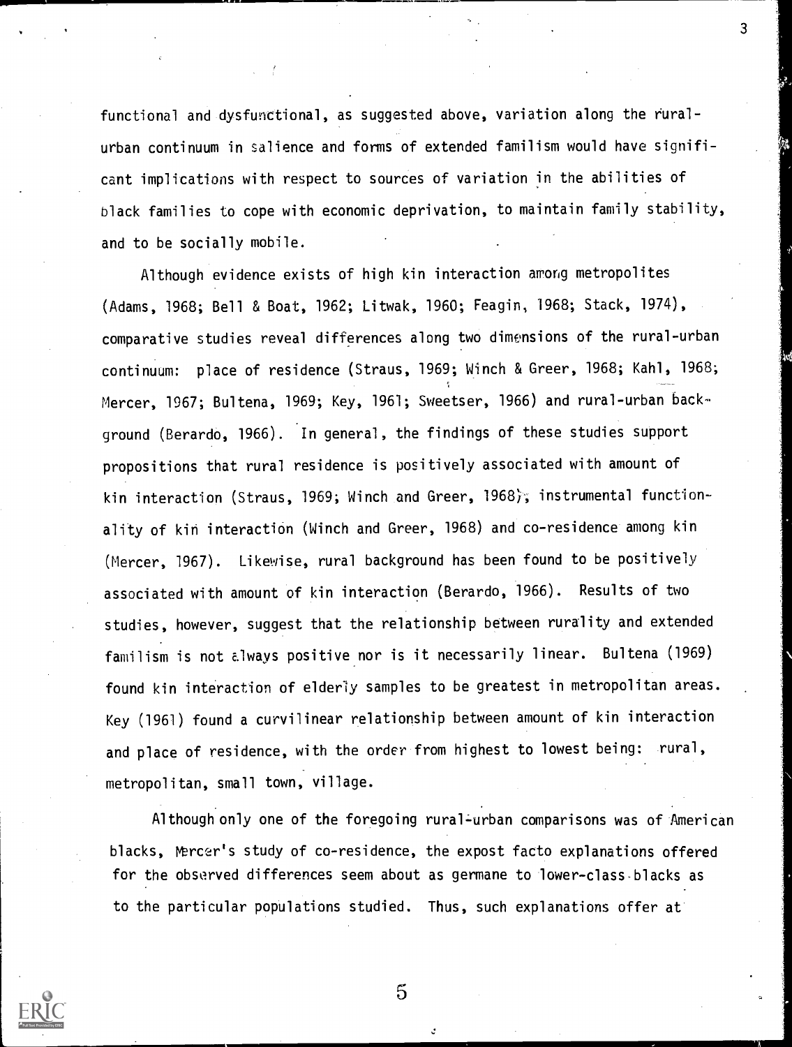functional and dysfunctional, as suggested above, variation along the rural-urban continuum in salience and forms of extended familism would have significant implications with respect to sources of variation in the abilities of black families to cope with economic deprivation, to maintain family stability, and to be socially mobile.

Although evidence exists of high kin interaction among metropolites (Adams, 1968; Bell & Boat, 1962; Litwak, 1960; Feagin, 1968; Stack, 1974), comparative studies reveal differences along two dimensions of the rural-urban continuum: place of residence (Straus, 1969; Winch & Greer, 1968; Kahl, 1968; Mercer, 1967; Bultena, 1969; Key, 1961; Sweetser, 1966) and rural-urban background (Berardo, 1966). In general, the findings of these studies support propositions that rural residence is positively associated with amount of kin interaction (Straus, 1969; Winch and Greer, 1968), instrumental functionality of kin interaction (Winch and Greer, 1968) and co-residence among kin (Mercer, 1967). Likewise, rural background has been found to be positively associated with amount of kin interaction (Berardo, 1966). Results of two studies, however, suggest that the relationship between rurality and extended familism is not always positive nor is it necessarily linear. Bultena (1969) found kin interaction of elderly samples to be greatest in metropolitan areas. Key (1961) found a curvilinear relationship between amount of kin interaction and place of residence, with the order from highest to lowest being: rural, metropolitan, small town, village.

Although only one of the foregoing rural-urban comparisons was of American blacks, Mercer's study of co-residence, the expost facto explanations offered for the observed differences seem about as germane to lower-class blacks as to the particular populations studied. Thus, such explanations offer at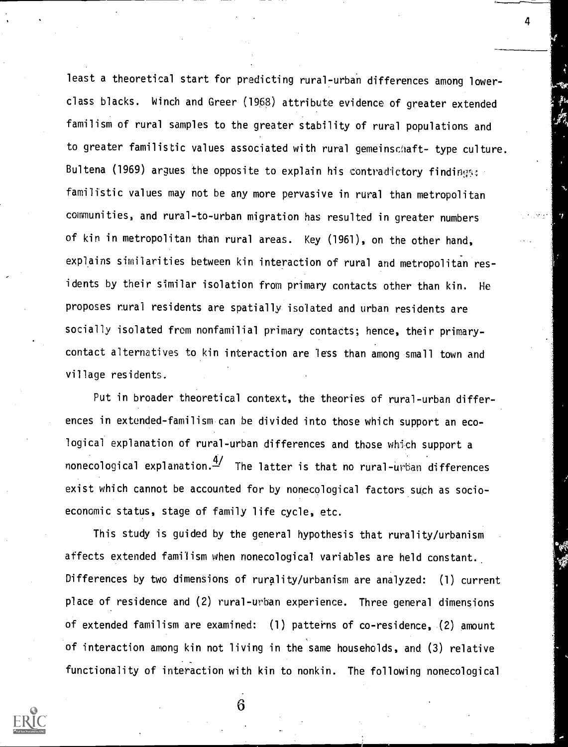least a theoretical start for predicting rural-urban differences among lower-class blacks. Winch and Greer (1968) attribute evidence of greater extended familism of rural samples to the greater stability of rural populations and to greater familistic values associated with rural gemeinschaft- type culture. Bultena (1969) argues the opposite to explain his contradictory findings: familistic values may not be any more pervasive in rural than metropolitan communities, and rural-to-urban migration has resulted in greater numbers of kin in metropolitan than rural areas. Key (1961), on the other hand, explains similarities between kin interaction of rural and metropolitan residents by their similar isolation from primary contacts other than kin. He proposes rural residents are spatially isolated and urban residents are socially isolated from nonfamilial primary contacts; hence, their primary-contact alternatives to kin interaction are less than among small town and village residents.

Put in broader theoretical context, the theories of rural-urban differences in extended-familism can be divided into those which support an ecological explanation of rural-urban differences and those which support a nonecological explanation.[4/] The latter is that no rural-urban differences exist which cannot be accounted for by nonecological factors such as socio-economic status, stage of family life cycle, etc.

This study is guided by the general hypothesis that rurality/urbanism affects extended familism when nonecological variables are held constant. Differences by two dimensions of rurality/urbanism are analyzed: (1) current place of residence and (2) rural-urban experience. Three general dimensions of extended familism are examined: (1) patterns of co-residence, (2) amount of interaction among kin not living in the same households, and (3) relative functionality of interaction with kin to nonkin. The following nonecological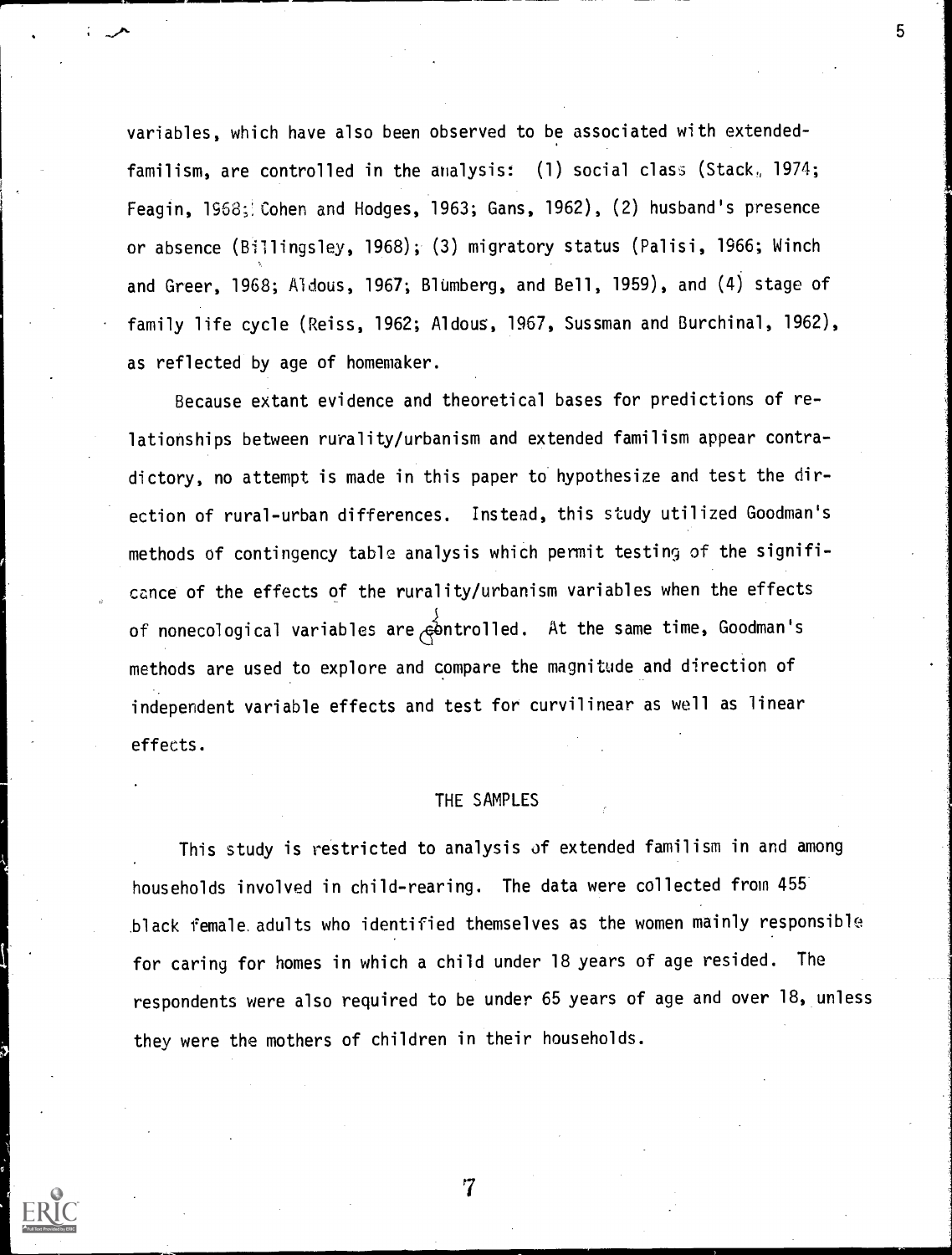variables, which have also been observed to be associated with extended-familism, are controlled in the analysis: (1) social class (Stack, 1974; Feagin, 1968; Cohen and Hodges, 1963; Gans, 1962), (2) husband's presence or absence (Billingsley, 1968); (3) migratory status (Palisi, 1966; Winch and Greer, 1968; Aldous, 1967; Blümberg, and Bell, 1959), and (4) stage of family life cycle (Reiss, 1962; Aldous, 1967, Sussman and Burchinal, 1962), as reflected by age of homemaker.

Because extant evidence and theoretical bases for predictions of relationships between rurality/urbanism and extended familism appear contradictory, no attempt is made in this paper to hypothesize and test the direction of rural-urban differences. Instead, this study utilized Goodman's methods of contingency table analysis which permit testing of the significance of the effects of the rurality/urbanism variables when the effects of nonecological variables are controlled. At the same time, Goodman's methods are used to explore and compare the magnitude and direction of independent variable effects and test for curvilinear as well as linear effects.

## THE SAMPLES

This study is restricted to analysis of extended familism in and among households involved in child-rearing. The data were collected from 455 black female adults who identified themselves as the women mainly responsible for caring for homes in which a child under 18 years of age resided. The respondents were also required to be under 65 years of age and over 18, unless they were the mothers of children in their households.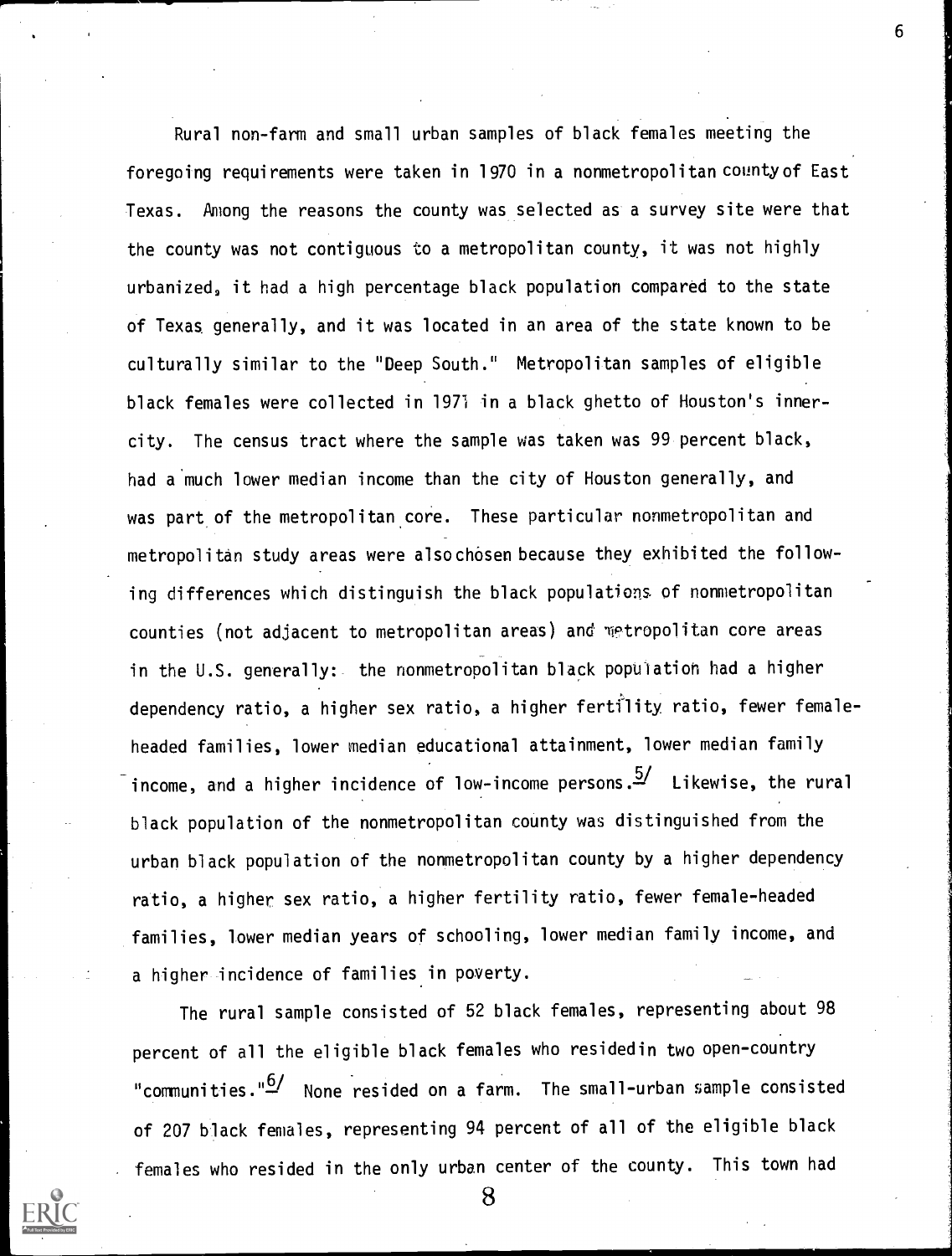Rural non-farm and small urban samples of black females meeting the foregoing requirements were taken in 1970 in a nonmetropolitan county of East Texas. Among the reasons the county was selected as a survey site were that the county was not contiguous to a metropolitan county, it was not highly urbanized, it had a high percentage black population compared to the state of Texas generally, and it was located in an area of the state known to be culturally similar to the "Deep South." Metropolitan samples of eligible black females were collected in 1971 in a black ghetto of Houston's inner-city. The census tract where the sample was taken was 99 percent black, had a much lower median income than the city of Houston generally, and was part of the metropolitan core. These particular nonmetropolitan and metropolitan study areas were also chosen because they exhibited the following differences which distinguish the black populations of nonmetropolitan counties (not adjacent to metropolitan areas) and metropolitan core areas in the U.S. generally: the nonmetropolitan black population had a higher dependency ratio, a higher sex ratio, a higher fertility ratio, fewer female-headed families, lower median educational attainment, lower median family income, and a higher incidence of low-income persons.[5/] Likewise, the rural black population of the nonmetropolitan county was distinguished from the urban black population of the nonmetropolitan county by a higher dependency ratio, a higher sex ratio, a higher fertility ratio, fewer female-headed families, lower median years of schooling, lower median family income, and a higher incidence of families in poverty.

The rural sample consisted of 52 black females, representing about 98 percent of all the eligible black females who resided in two open-country "communities."[6/] None resided on a farm. The small-urban sample consisted of 207 black females, representing 94 percent of all of the eligible black females who resided in the only urban center of the county. This town had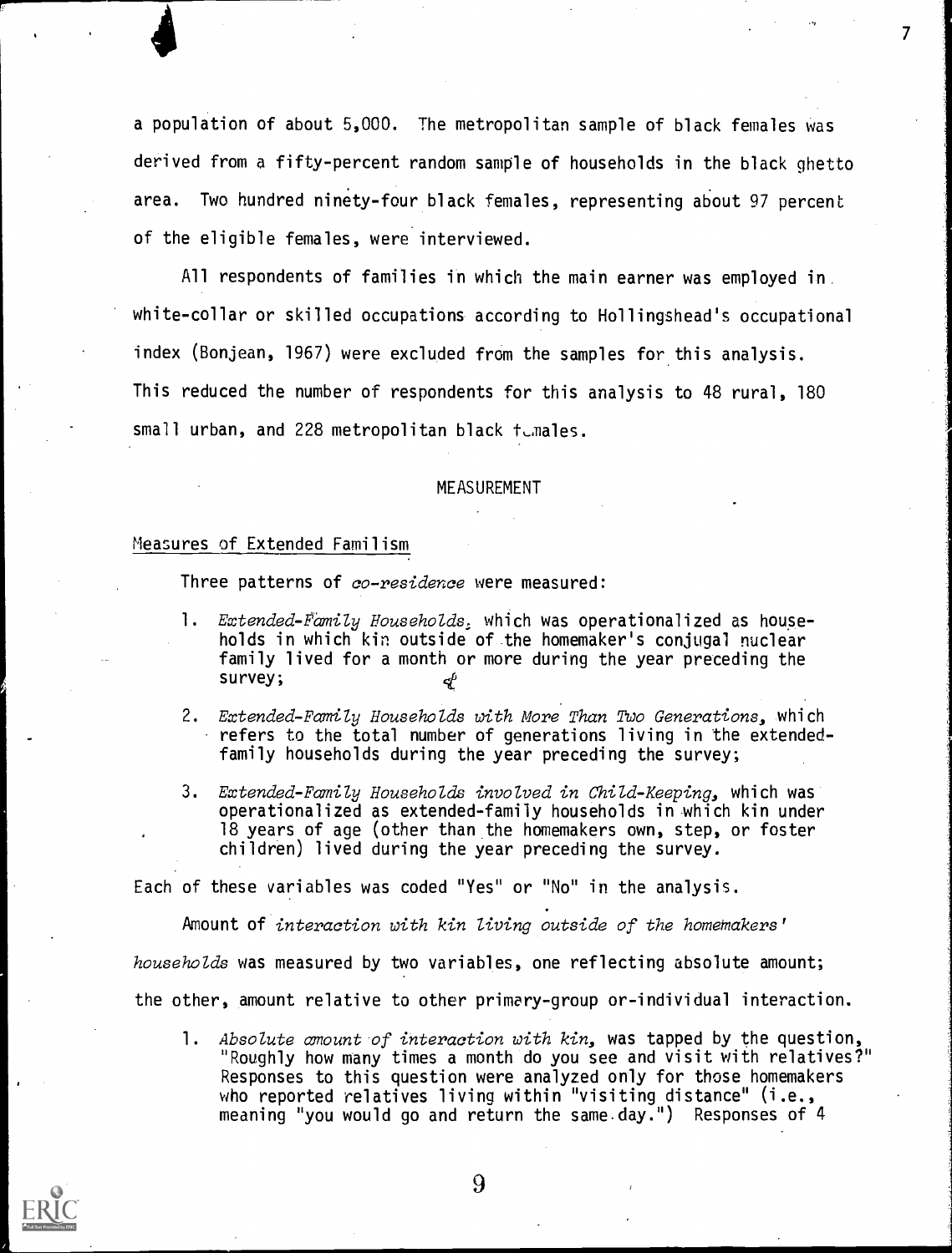a population of about 5,000. The metropolitan sample of black females was derived from a fifty-percent random sample of households in the black ghetto area. Two hundred ninety-four black females, representing about 97 percent of the eligible females, were interviewed.

All respondents of families in which the main earner was employed in white-collar or skilled occupations according to Hollingshead's occupational index (Bonjean, 1967) were excluded from the samples for this analysis. This reduced the number of respondents for this analysis to 48 rural, 180 small urban, and 228 metropolitan black females.

## MEASUREMENT

### Measures of Extended Familism

Three patterns of *co-residence* were measured:

1. *Extended-Family Households*, which was operationalized as households in which kin outside of the homemaker's conjugal nuclear family lived for a month or more during the year preceding the survey;
2. *Extended-Family Households with More Than Two Generations*, which refers to the total number of generations living in the extended-family households during the year preceding the survey;
3. *Extended-Family Households involved in Child-Keeping*, which was operationalized as extended-family households in which kin under 18 years of age (other than the homemakers own, step, or foster children) lived during the year preceding the survey.

Each of these variables was coded "Yes" or "No" in the analysis.

Amount of *interaction with kin living outside of the homemakers' households* was measured by two variables, one reflecting absolute amount; the other, amount relative to other primary-group or-individual interaction.

1. *Absolute amount of interaction with kin*, was tapped by the question, "Roughly how many times a month do you see and visit with relatives?" Responses to this question were analyzed only for those homemakers who reported relatives living within "visiting distance" (i.e., meaning "you would go and return the same day.") Responses of 4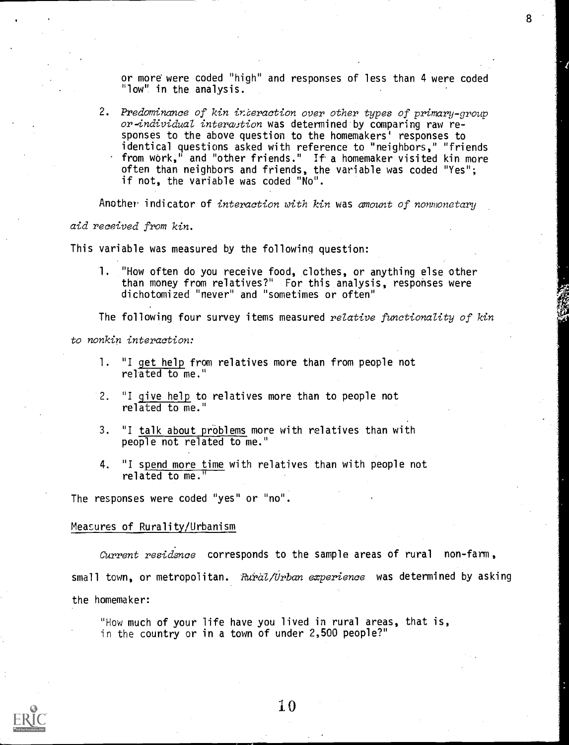or more were coded "high" and responses of less than 4 were coded "low" in the analysis.

2. *Predominance of kin interaction over other types of primary-group or individual interaction* was determined by comparing raw responses to the above question to the homemakers' responses to identical questions asked with reference to "neighbors," "friends from work," and "other friends." If a homemaker visited kin more often than neighbors and friends, the variable was coded "Yes"; if not, the variable was coded "No".

Another indicator of *interaction with kin* was *amount of nonmonetary aid received from kin.*

This variable was measured by the following question:

1. "How often do you receive food, clothes, or anything else other than money from relatives?" For this analysis, responses were dichotomized "never" and "sometimes or often"

The following four survey items measured *relative functionality of kin to nonkin interaction:*

1. "I get help from relatives more than from people not related to me."
2. "I give help to relatives more than to people not related to me."
3. "I talk about problems more with relatives than with people not related to me."
4. "I spend more time with relatives than with people not related to me."

The responses were coded "yes" or "no".

## Measures of Rurality/Urbanism

*Current residence* corresponds to the sample areas of rural non-farm, small town, or metropolitan. *Rural/Urban experience* was determined by asking the homemaker:

"How much of your life have you lived in rural areas, that is, in the country or in a town of under 2,500 people?"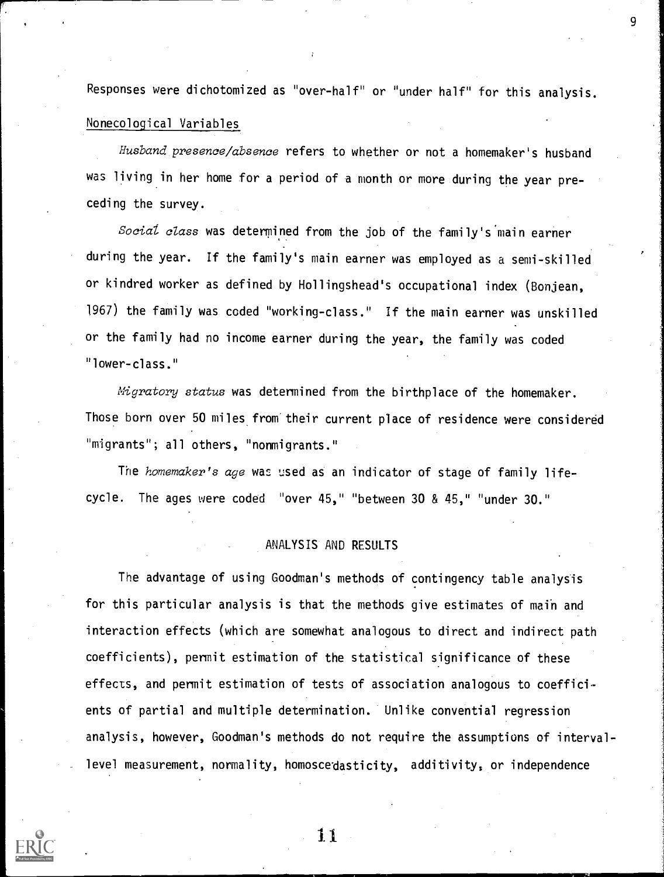Responses were dichotomized as "over-half" or "under half" for this analysis.

### Nonecological Variables

*Husband presence/absence* refers to whether or not a homemaker's husband was living in her home for a period of a month or more during the year preceding the survey.

*Social class* was determined from the job of the family's main earner during the year. If the family's main earner was employed as a semi-skilled or kindred worker as defined by Hollingshead's occupational index (Bonjean, 1967) the family was coded "working-class." If the main earner was unskilled or the family had no income earner during the year, the family was coded "lower-class."

*Migratory status* was determined from the birthplace of the homemaker. Those born over 50 miles from their current place of residence were considered "migrants"; all others, "nonmigrants."

The *homemaker's age* was used as an indicator of stage of family life-cycle. The ages were coded "over 45," "between 30 & 45," "under 30."

## ANALYSIS AND RESULTS

The advantage of using Goodman's methods of contingency table analysis for this particular analysis is that the methods give estimates of main and interaction effects (which are somewhat analogous to direct and indirect path coefficients), permit estimation of the statistical significance of these effects, and permit estimation of tests of association analogous to coefficients of partial and multiple determination. Unlike convential regression analysis, however, Goodman's methods do not require the assumptions of interval-level measurement, normality, homoscedasticity, additivity, or independence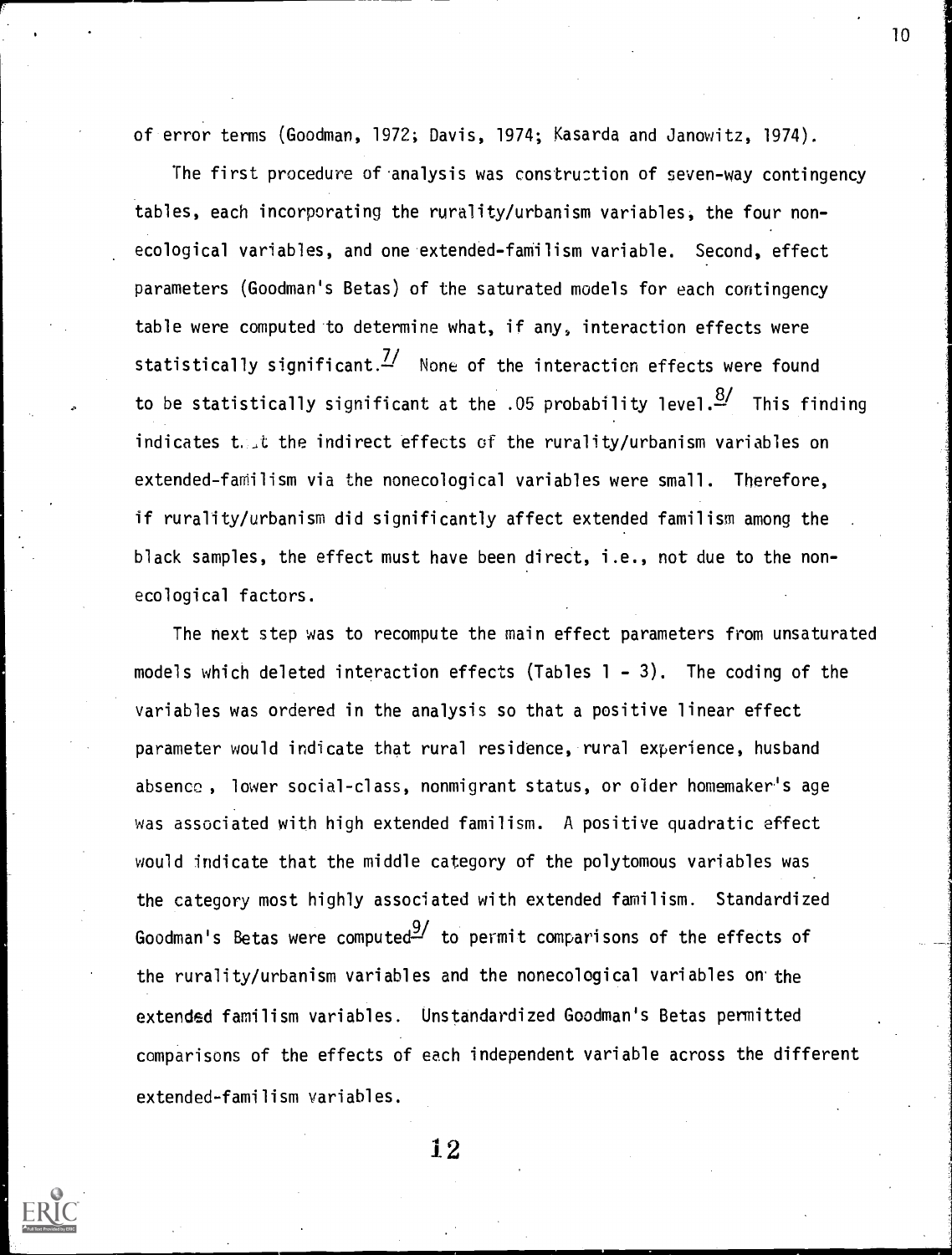of error terms (Goodman, 1972; Davis, 1974; Kasarda and Janowitz, 1974).

The first procedure of analysis was construction of seven-way contingency tables, each incorporating the rurality/urbanism variables, the four non-ecological variables, and one extended-familism variable. Second, effect parameters (Goodman's Betas) of the saturated models for each contingency table were computed to determine what, if any, interaction effects were statistically significant.[7] None of the interaction effects were found to be statistically significant at the .05 probability level.[8] This finding indicates that the indirect effects of the rurality/urbanism variables on extended-familism via the nonecological variables were small. Therefore, if rurality/urbanism did significantly affect extended familism among the black samples, the effect must have been direct, i.e., not due to the non-ecological factors.

The next step was to recompute the main effect parameters from unsaturated models which deleted interaction effects (Tables 1 - 3). The coding of the variables was ordered in the analysis so that a positive linear effect parameter would indicate that rural residence, rural experience, husband absence, lower social-class, nonmigrant status, or older homemaker's age was associated with high extended familism. A positive quadratic effect would indicate that the middle category of the polytomous variables was the category most highly associated with extended familism. Standardized Goodman's Betas were computed[9] to permit comparisons of the effects of the rurality/urbanism variables and the nonecological variables on the extended familism variables. Unstandardized Goodman's Betas permitted comparisons of the effects of each independent variable across the different extended-familism variables.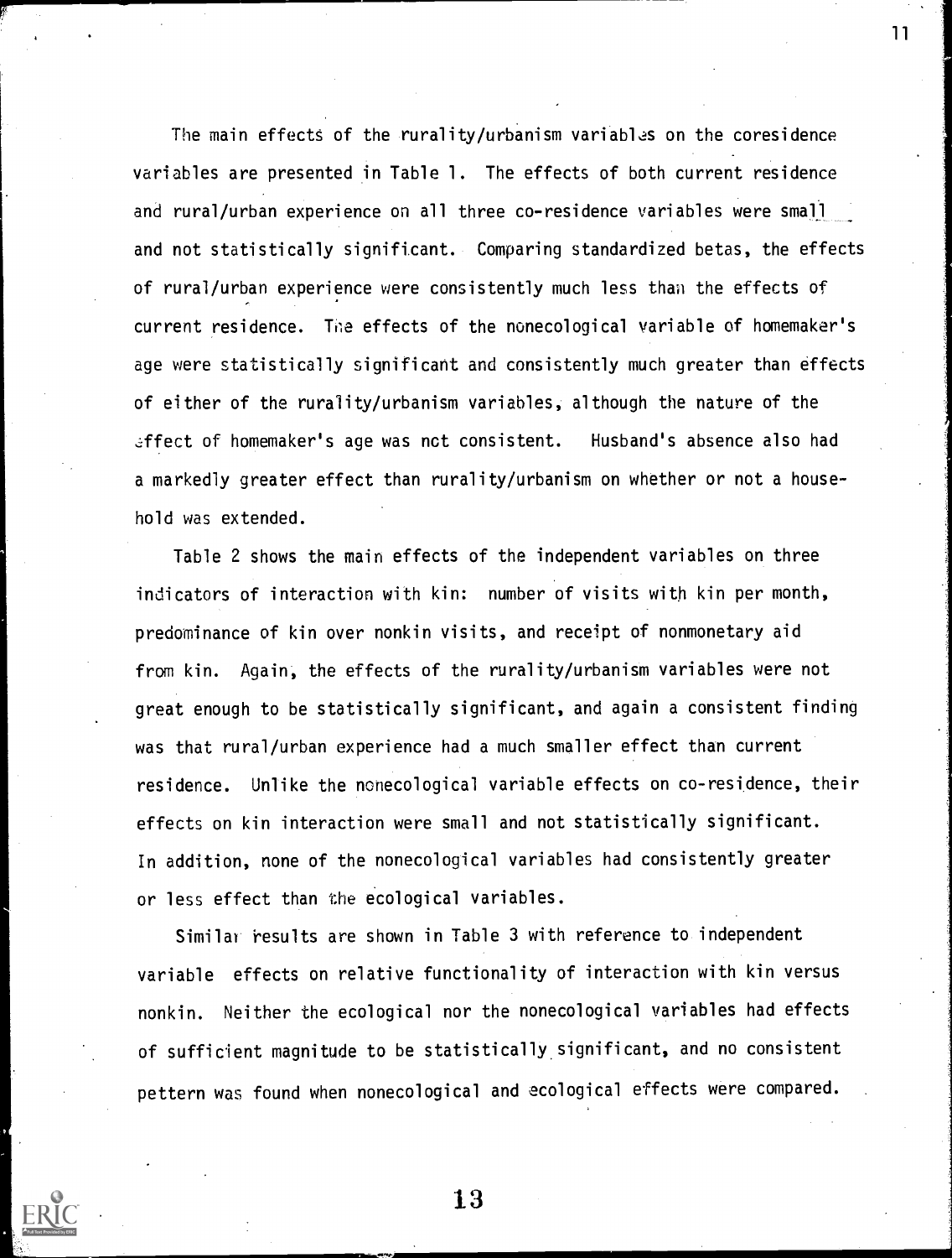The main effects of the rurality/urbanism variables on the coresidence variables are presented in Table 1. The effects of both current residence and rural/urban experience on all three co-residence variables were small and not statistically significant. Comparing standardized betas, the effects of rural/urban experience were consistently much less than the effects of current residence. The effects of the nonecological variable of homemaker's age were statistically significant and consistently much greater than effects of either of the rurality/urbanism variables, although the nature of the effect of homemaker's age was not consistent. Husband's absence also had a markedly greater effect than rurality/urbanism on whether or not a household was extended.

Table 2 shows the main effects of the independent variables on three indicators of interaction with kin: number of visits with kin per month, predominance of kin over nonkin visits, and receipt of nonmonetary aid from kin. Again, the effects of the rurality/urbanism variables were not great enough to be statistically significant, and again a consistent finding was that rural/urban experience had a much smaller effect than current residence. Unlike the nonecological variable effects on co-residence, their effects on kin interaction were small and not statistically significant. In addition, none of the nonecological variables had consistently greater or less effect than the ecological variables.

Similar results are shown in Table 3 with reference to independent variable effects on relative functionality of interaction with kin versus nonkin. Neither the ecological nor the nonecological variables had effects of sufficient magnitude to be statistically significant, and no consistent pettern was found when nonecological and ecological effects were compared.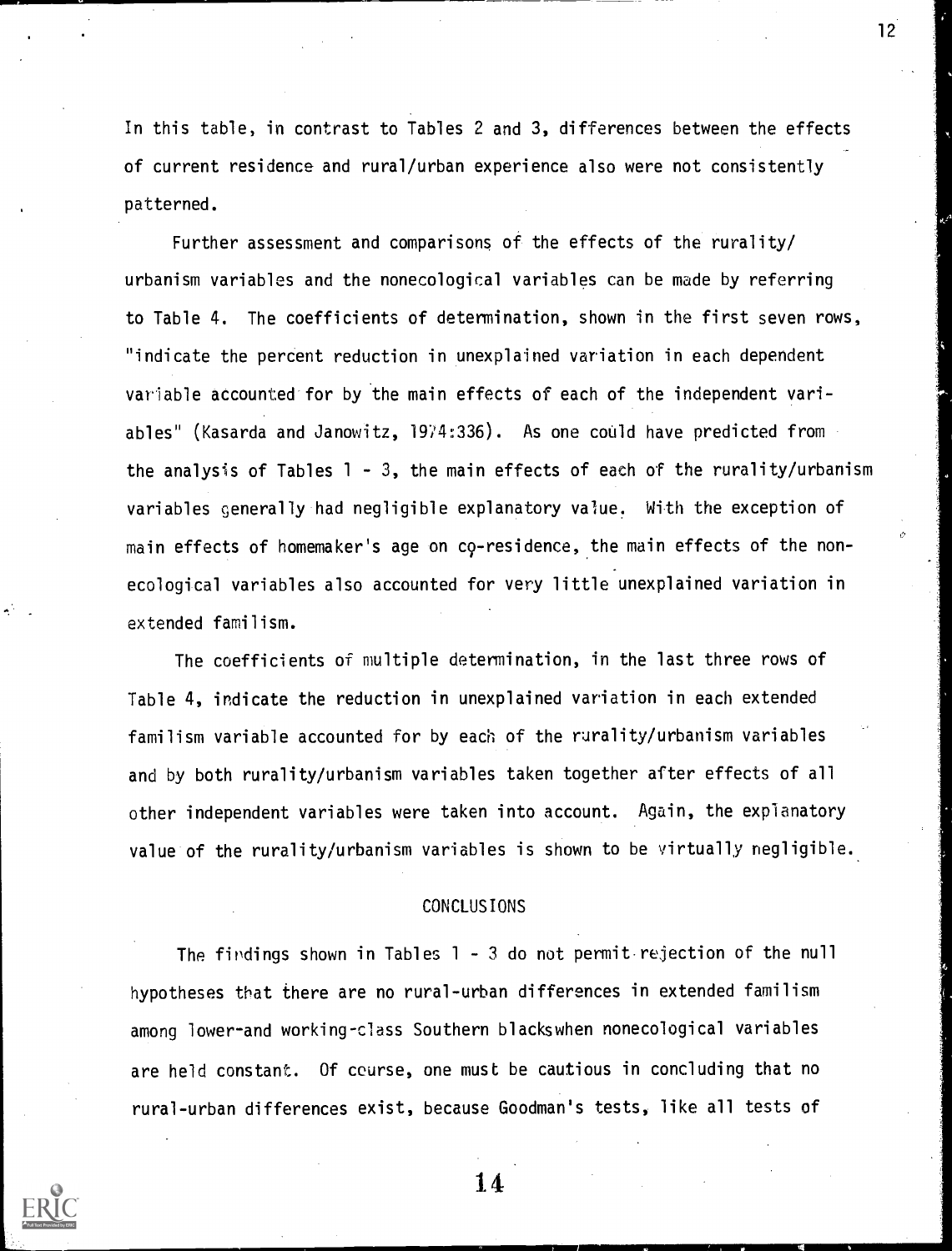In this table, in contrast to Tables 2 and 3, differences between the effects of current residence and rural/urban experience also were not consistently patterned.

Further assessment and comparisons of the effects of the rurality/urbanism variables and the nonecological variables can be made by referring to Table 4. The coefficients of determination, shown in the first seven rows, "indicate the percent reduction in unexplained variation in each dependent variable accounted for by the main effects of each of the independent variables" (Kasarda and Janowitz, 1974:336). As one could have predicted from the analysis of Tables 1 - 3, the main effects of each of the rurality/urbanism variables generally had negligible explanatory value. With the exception of main effects of homemaker's age on co-residence, the main effects of the nonecological variables also accounted for very little unexplained variation in extended familism.

The coefficients of multiple determination, in the last three rows of Table 4, indicate the reduction in unexplained variation in each extended familism variable accounted for by each of the rurality/urbanism variables and by both rurality/urbanism variables taken together after effects of all other independent variables were taken into account. Again, the explanatory value of the rurality/urbanism variables is shown to be virtually negligible.

## CONCLUSIONS

The findings shown in Tables 1 - 3 do not permit rejection of the null hypotheses that there are no rural-urban differences in extended familism among lower-and working-class Southern blackswhen nonecological variables are held constant. Of course, one must be cautious in concluding that no rural-urban differences exist, because Goodman's tests, like all tests of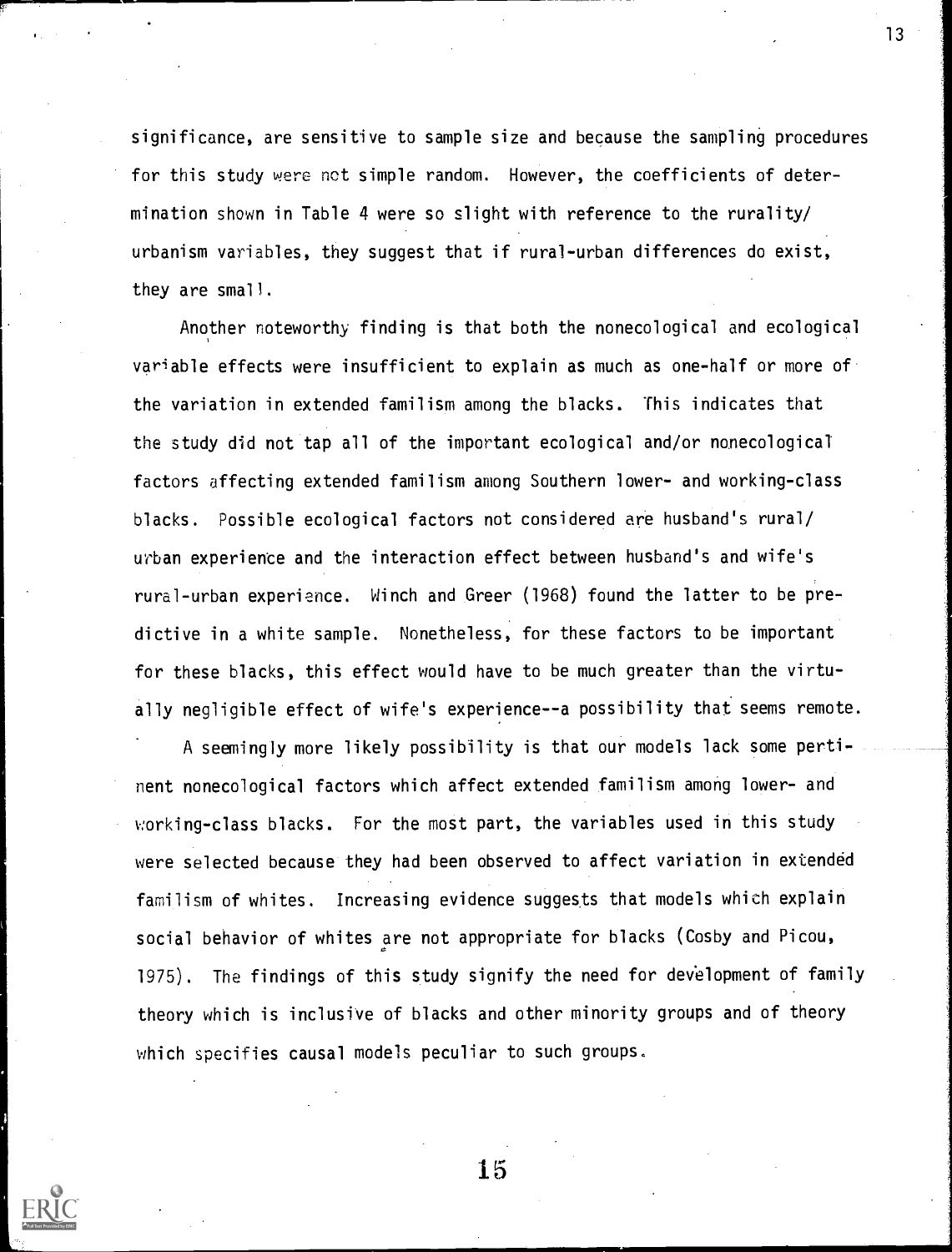significance, are sensitive to sample size and because the sampling procedures for this study were not simple random. However, the coefficients of determination shown in Table 4 were so slight with reference to the rurality/urbanism variables, they suggest that if rural-urban differences do exist, they are small.

Another noteworthy finding is that both the nonecological and ecological variable effects were insufficient to explain as much as one-half or more of the variation in extended familism among the blacks. This indicates that the study did not tap all of the important ecological and/or nonecological factors affecting extended familism among Southern lower- and working-class blacks. Possible ecological factors not considered are husband's rural/urban experience and the interaction effect between husband's and wife's rural-urban experience. Winch and Greer (1968) found the latter to be predictive in a white sample. Nonetheless, for these factors to be important for these blacks, this effect would have to be much greater than the virtually negligible effect of wife's experience--a possibility that seems remote.

A seemingly more likely possibility is that our models lack some pertinent nonecological factors which affect extended familism among lower- and working-class blacks. For the most part, the variables used in this study were selected because they had been observed to affect variation in extended familism of whites. Increasing evidence suggests that models which explain social behavior of whites are not appropriate for blacks (Cosby and Picou, 1975). The findings of this study signify the need for development of family theory which is inclusive of blacks and other minority groups and of theory which specifies causal models peculiar to such groups.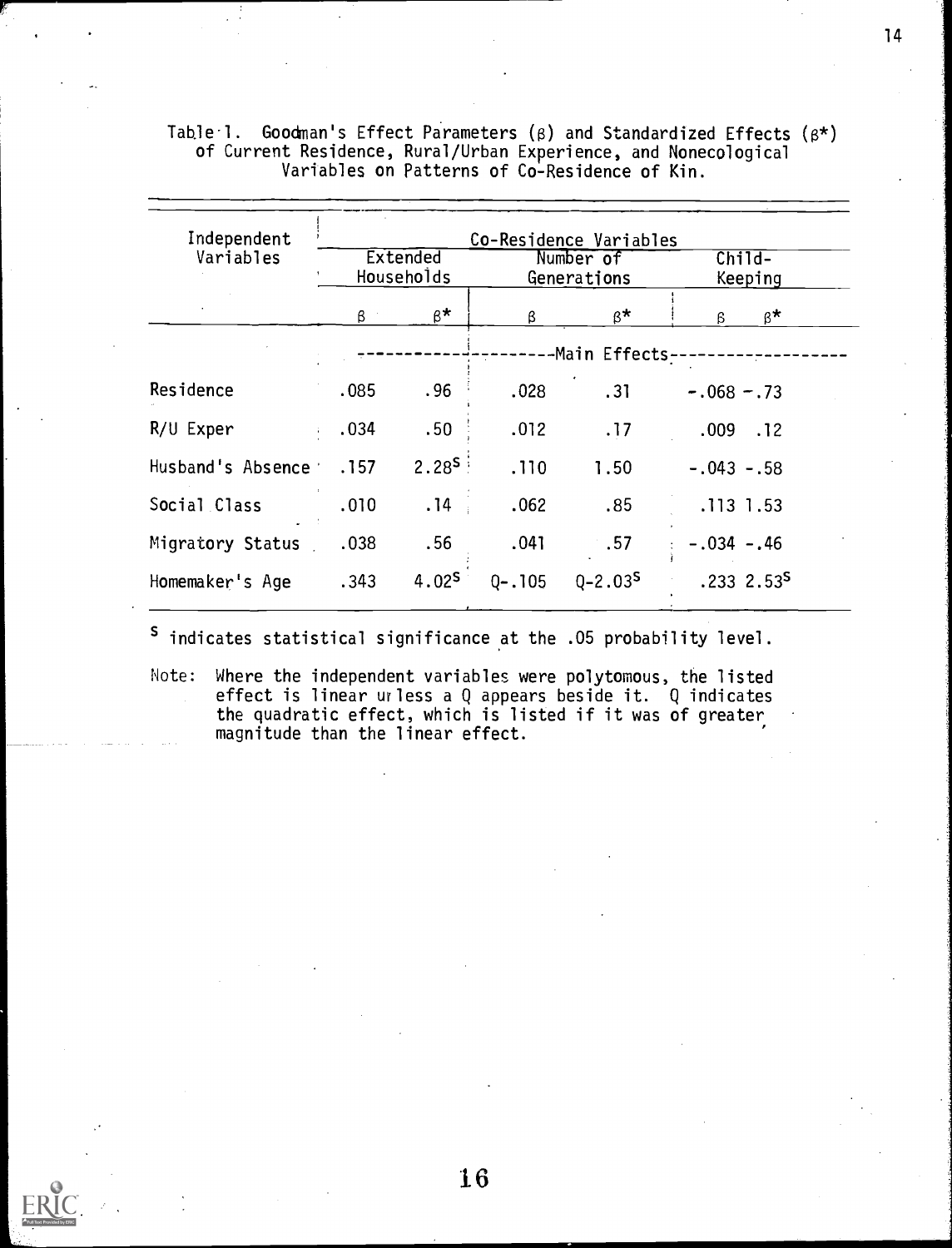Table 1. Goodman's Effect Parameters ($\beta$) and Standardized Effects ($\beta^*$) of Current Residence, Rural/Urban Experience, and Nonecological Variables on Patterns of Co-Residence of Kin.

| Independent Variables | Co-Residence Variables | | | | | |
|---|---|---|---|---|---|---|
| | Extended Households | | Number of Generations | | Child-Keeping | |
| | $\beta$ | $\beta^*$ | $\beta$ | $\beta^*$ | $\beta$ | $\beta^*$ |
| | Main Effects | | | | | |
| Residence | .085 | .96 | .028 | .31 | -.068 | -.73 |
| R/U Exper | .034 | .50 | .012 | .17 | .009 | .12 |
| Husband's Absence | .157 | 2.28[s] | .110 | 1.50 | -.043 | -.58 |
| Social Class | .010 | .14 | .062 | .85 | .113 | 1.53 |
| Migratory Status | .038 | .56 | .041 | .57 | -.034 | -.46 |
| Homemaker's Age | .343 | 4.02[s] | Q-.105 | Q-2.03[s] | .233 | 2.53[s] |

[s] indicates statistical significance at the .05 probability level.

Note: Where the independent variables were polytomous, the listed effect is linear unless a Q appears beside it. Q indicates the quadratic effect, which is listed if it was of greater magnitude than the linear effect.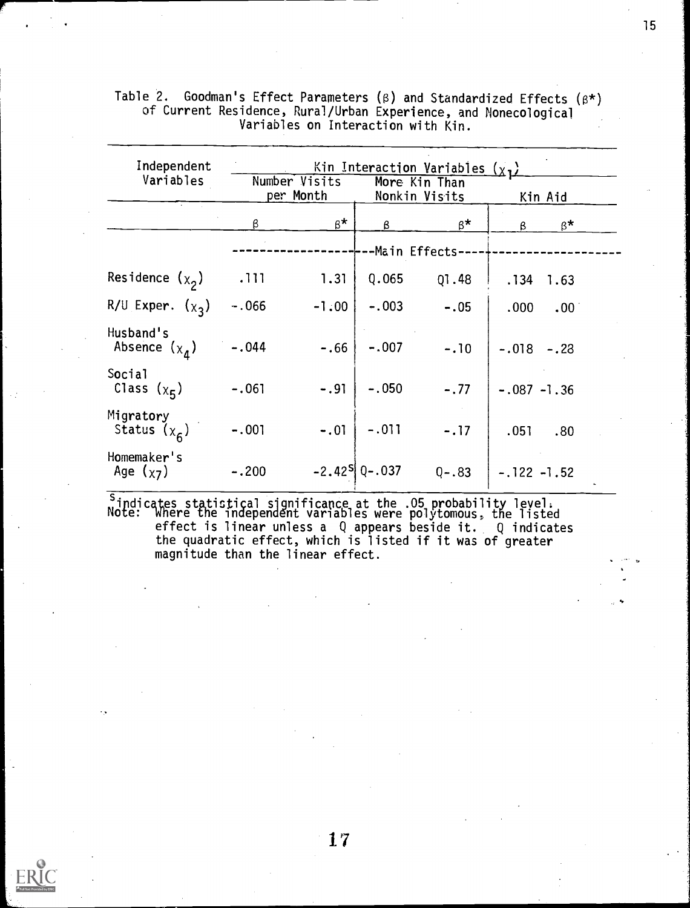Table 2. Goodman's Effect Parameters ($\beta$) and Standardized Effects ($\beta^*$) of Current Residence, Rural/Urban Experience, and Nonecological Variables on Interaction with Kin.

| Independent Variables | Kin Interaction Variables ($x_1$) | | | | | |
|---|---|---|---|---|---|---|
| | Number Visits per Month | | More Kin Than Nonkin Visits | | Kin Aid | |
| | $\beta$ | $\beta^*$ | $\beta$ | $\beta^*$ | $\beta$ | $\beta^*$ |
| | Main Effects | | | | | |
| Residence ($x_2$) | .111 | 1.31 | Q.065 | Q1.48 | .134 | 1.63 |
| R/U Exper. ($x_3$) | -.066 | -1.00 | -.003 | -.05 | .000 | .00 |
| Husband's Absence ($x_4$) | -.044 | -.66 | -.007 | -.10 | -.018 | -.28 |
| Social Class ($x_5$) | -.061 | -.91 | -.050 | -.77 | -.087 | -1.36 |
| Migratory Status ($x_6$) | -.001 | -.01 | -.011 | -.17 | .051 | .80 |
| Homemaker's Age ($x_7$) | -.200 | -2.42[s] | Q-.037 | Q-.83 | -.122 | -1.52 |

[s]indicates statistical significance at the .05 probability level.

Note: Where the independent variables were polytomous, the listed effect is linear unless a Q appears beside it. Q indicates the quadratic effect, which is listed if it was of greater magnitude than the linear effect.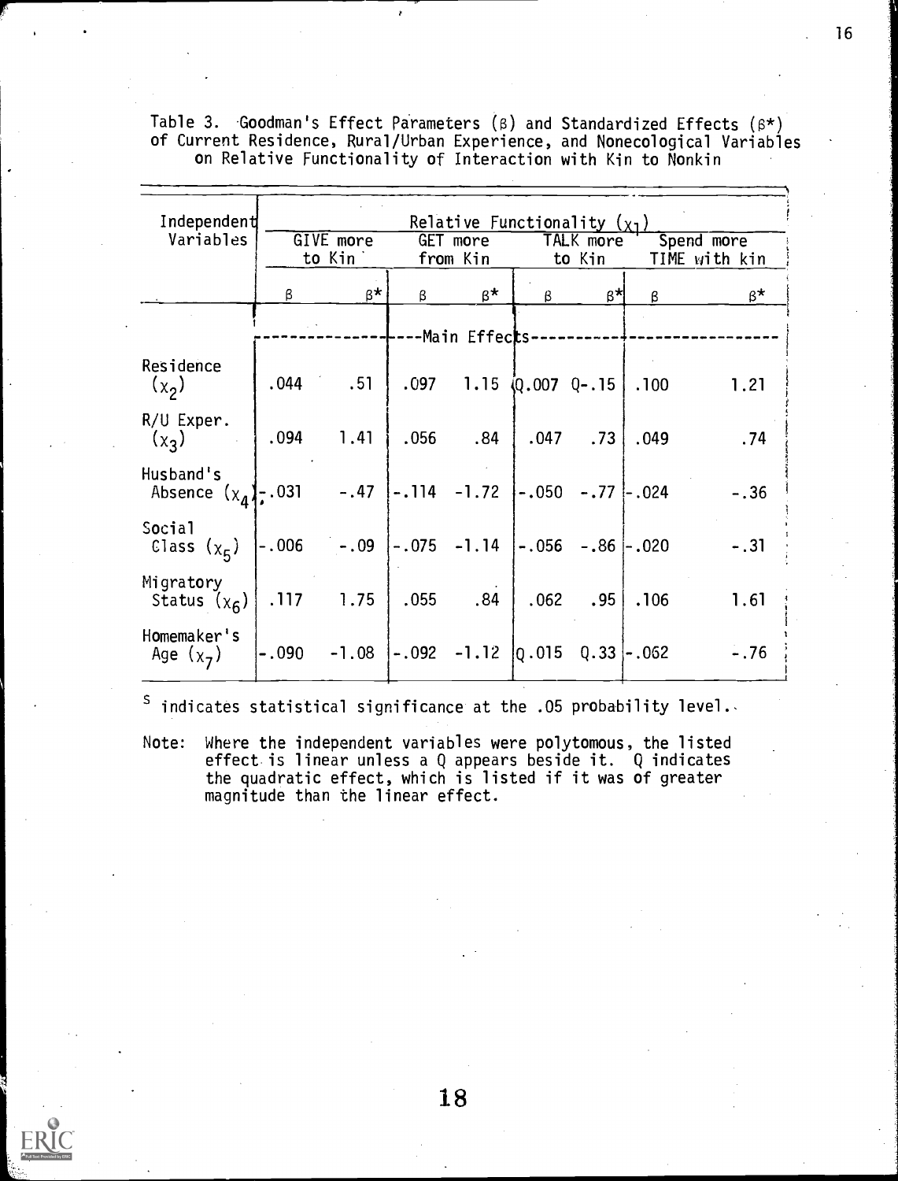Table 3. Goodman's Effect Parameters (β) and Standardized Effects (β*) of Current Residence, Rural/Urban Experience, and Nonecological Variables on Relative Functionality of Interaction with Kin to Nonkin

| Independent Variables | Relative Functionality ($x_1$) | | | | | | | |
|---|---|---|---|---|---|---|---|---|
| | GIVE more to Kin | | GET more from Kin | | TALK more to Kin | | Spend more TIME with kin | |
| | β | β* | β | β* | β | β* | β | β* |
| | ---Main Effects--- | | | | | | | |
| Residence ($x_2$) | .044 | .51 | .097 | 1.15 | Q.007 | Q-.15 | .100 | 1.21 |
| R/U Exper. ($x_3$) | .094 | 1.41 | .056 | .84 | .047 | .73 | .049 | .74 |
| Husband's Absence ($x_4$) | -.031 | -.47 | -.114 | -1.72 | -.050 | -.77 | -.024 | -.36 |
| Social Class ($x_5$) | -.006 | -.09 | -.075 | -1.14 | -.056 | -.86 | -.020 | -.31 |
| Migratory Status ($x_6$) | .117 | 1.75 | .055 | .84 | .062 | .95 | .106 | 1.61 |
| Homemaker's Age ($x_7$) | -.090 | -1.08 | -.092 | -1.12 | Q.015 | Q.33 | -.062 | -.76 |

[s] indicates statistical significance at the .05 probability level.

Note: Where the independent variables were polytomous, the listed effect is linear unless a Q appears beside it. Q indicates the quadratic effect, which is listed if it was of greater magnitude than the linear effect.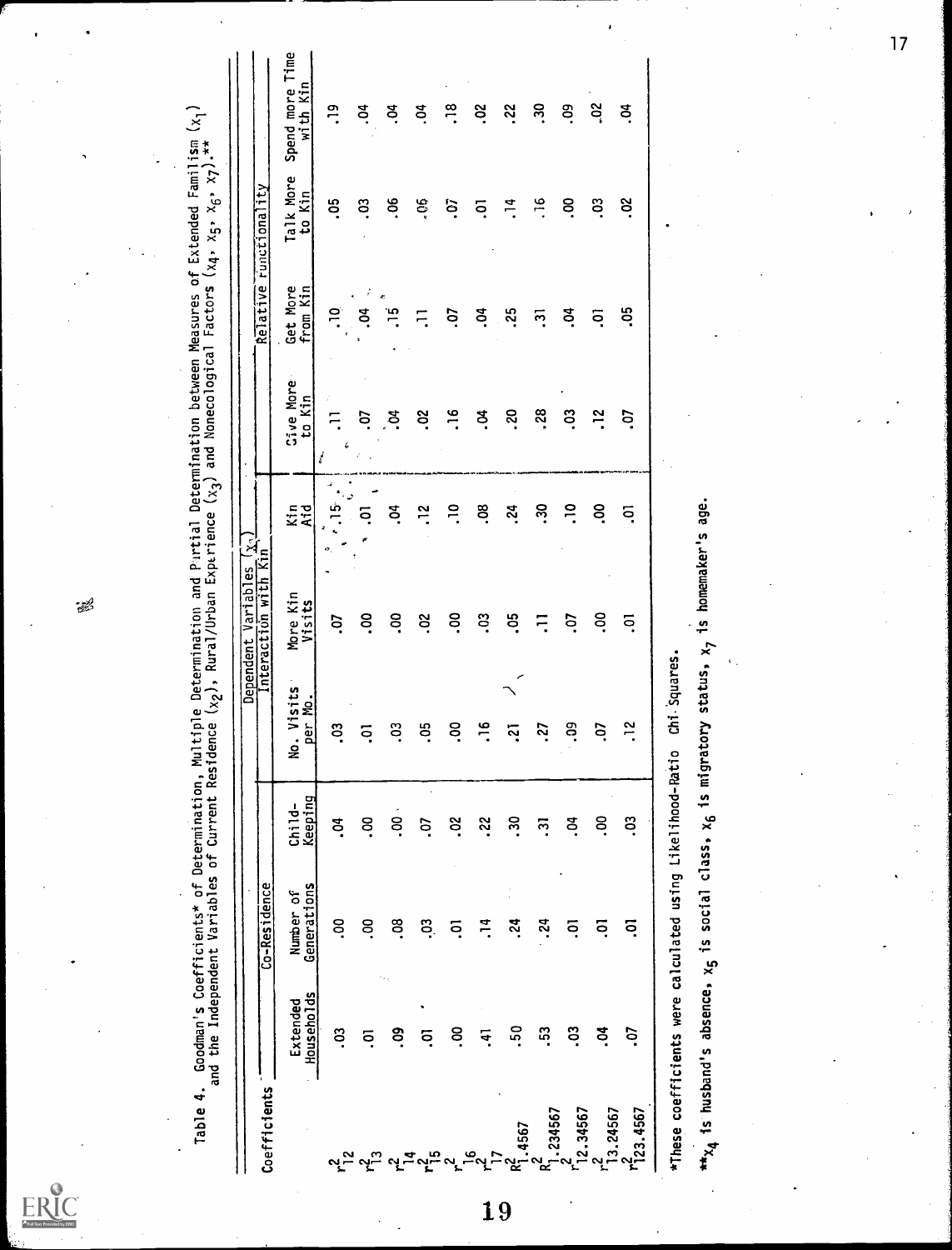Table 4. Goodman's Coefficients* of Determination, Multiple Determination and Partial Determination between Measures of Extended Familism ($x_1$) and the Independent Variables of Current Residence ($x_2$), Rural/Urban Experience ($x_3$) and Nonecological Factors ($x_4$, $x_5$, $x_6$, $x_7$).**

| Coefficients | Dependent Variables ($x_1$) | | | | | | | | | | |
|---|---|---|---|---|---|---|---|---|---|---|---|
| | Co-Residence | | | Interaction with Kin | | | Relative Functionality | | | | |
| | Extended Households | Number of Generations | Child-Keeping | No. Visits per Mo. | More Kin Visits | Kin Aid | Give More to Kin | Get More from Kin | Talk More to Kin | Spend more Time with Kin |
| $r^2_{12}$ | .03 | .00 | .04 | .03 | .07 | .15 | .11 | .10 | .05 | .19 |
| $r^2_{13}$ | .01 | .00 | .00 | .01 | .00 | .01 | .07 | .04 | .03 | .04 |
| $r^2_{14}$ | .09 | .08 | .00 | .03 | .00 | .04 | .04 | .15 | .06 | .04 |
| $r^2_{15}$ | .01 | .03 | .07 | .05 | .02 | .12 | .02 | .11 | .06 | .04 |
| $r^2_{16}$ | .00 | .01 | .02 | .00 | .00 | .10 | .16 | .07 | .07 | .18 |
| $r^2_{17}$ | .41 | .14 | .22 | .16 | .03 | .08 | .04 | .04 | .01 | .02 |
| $R^2_{1.4567}$ | .50 | .24 | .30 | .21 | .05 | .24 | .20 | .25 | .14 | .22 |
| $R^2_{1.234567}$ | .53 | .24 | .31 | .27 | .11 | .30 | .28 | .31 | .16 | .30 |
| $r^2_{12.34567}$ | .03 | .01 | .04 | .09 | .07 | .10 | .03 | .04 | .00 | .09 |
| $r^2_{13.24567}$ | .04 | .01 | .00 | .07 | .00 | .00 | .12 | .01 | .03 | .02 |
| $r^2_{123.4567}$ | .07 | .01 | .03 | .12 | .01 | .01 | .07 | .05 | .02 | .04 |

*These coefficients were calculated using Likelihood-Ratio Chi Squares.

**$x_4$ is husband's absence, $x_5$ is social class, $x_6$ is migratory status, $x_7$ is homemaker's age.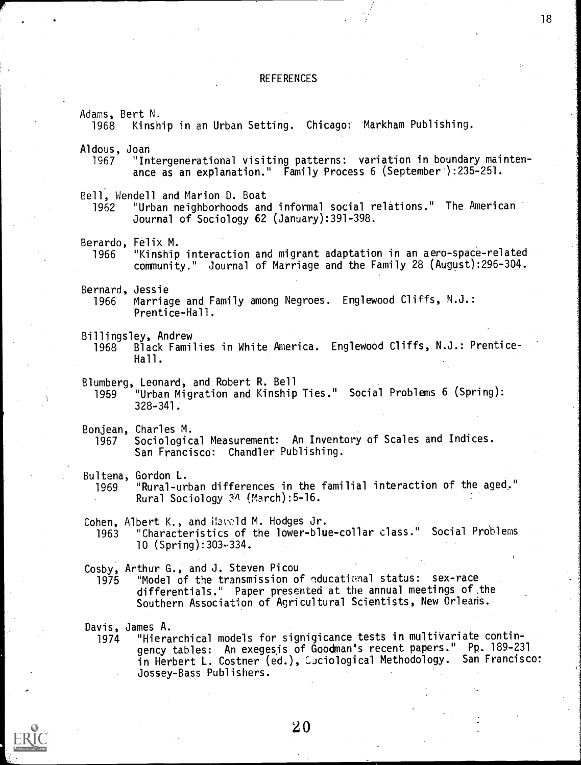## REFERENCES

Adams, Bert N.
1968 Kinship in an Urban Setting. Chicago: Markham Publishing.

Aldous, Joan
1967 "Intergenerational visiting patterns: variation in boundary maintenance as an explanation." Family Process 6 (September):235-251.

Bell, Wendell and Marion D. Boat
1962 "Urban neighborhoods and informal social relations." The American Journal of Sociology 62 (January):391-398.

Berardo, Felix M.
1966 "Kinship interaction and migrant adaptation in an aero-space-related community." Journal of Marriage and the Family 28 (August):296-304.

Bernard, Jessie
1966 Marriage and Family among Negroes. Englewood Cliffs, N.J.: Prentice-Hall.

Billingsley, Andrew
1968 Black Families in White America. Englewood Cliffs, N.J.: Prentice-Hall.

Blumberg, Leonard, and Robert R. Bell
1959 "Urban Migration and Kinship Ties." Social Problems 6 (Spring): 328-341.

Bonjean, Charles M.
1967 Sociological Measurement: An Inventory of Scales and Indices. San Francisco: Chandler Publishing.

Bultena, Gordon L.
1969 "Rural-urban differences in the familial interaction of the aged." Rural Sociology 34 (March):5-16.

Cohen, Albert K., and Harold M. Hodges Jr.
1963 "Characteristics of the lower-blue-collar class." Social Problems 10 (Spring):303-334.

Cosby, Arthur G., and J. Steven Picou
1975 "Model of the transmission of educational status: sex-race differentials." Paper presented at the annual meetings of the Southern Association of Agricultural Scientists, New Orleans.

Davis, James A.
1974 "Hierarchical models for signigicance tests in multivariate contingency tables: An exegesis of Goodman's recent papers." Pp. 189-231 in Herbert L. Costner (ed.), Sociological Methodology. San Francisco: Jossey-Bass Publishers.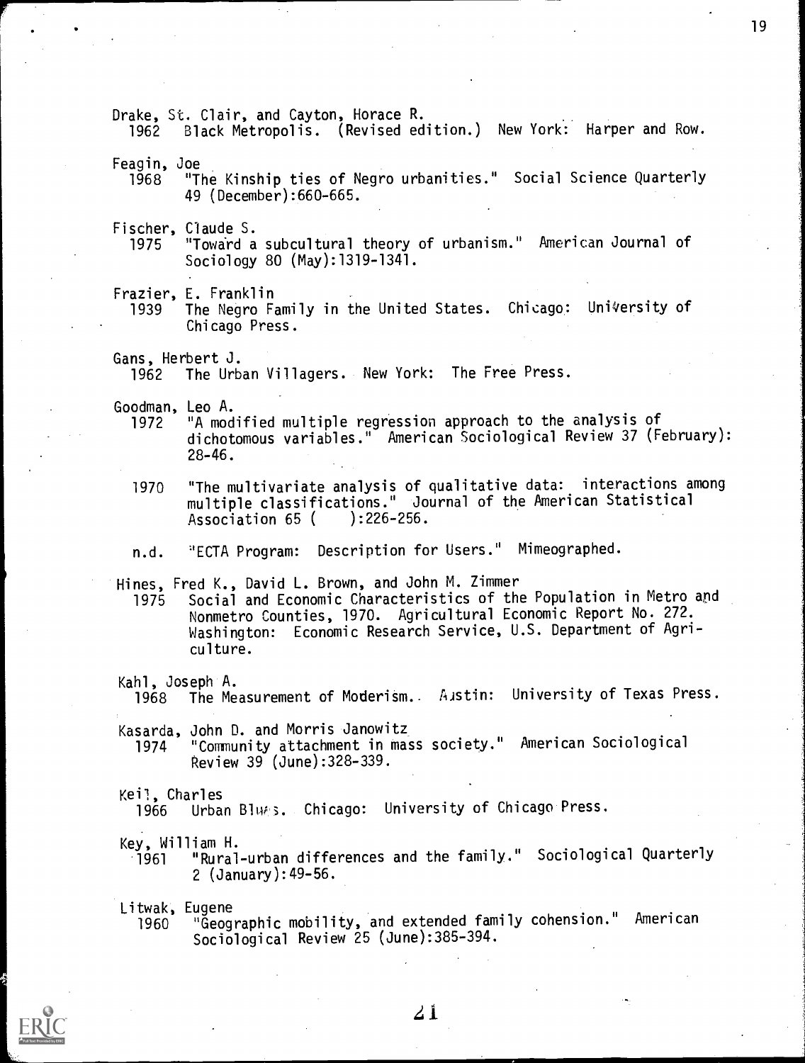Drake, St. Clair, and Cayton, Horace R.
1962 Black Metropolis. (Revised edition.) New York: Harper and Row.

Feagin, Joe
1968 "The Kinship ties of Negro urbanities." Social Science Quarterly 49 (December):660-665.

Fischer, Claude S.
1975 "Toward a subcultural theory of urbanism." American Journal of Sociology 80 (May):1319-1341.

Frazier, E. Franklin
1939 The Negro Family in the United States. Chicago: University of Chicago Press.

Gans, Herbert J.
1962 The Urban Villagers. New York: The Free Press.

Goodman, Leo A.
1972 "A modified multiple regression approach to the analysis of dichotomous variables." American Sociological Review 37 (February): 28-46.

1970 "The multivariate analysis of qualitative data: interactions among multiple classifications." Journal of the American Statistical Association 65 ( ):226-256.

n.d. "ECTA Program: Description for Users." Mimeographed.

Hines, Fred K., David L. Brown, and John M. Zimmer
1975 Social and Economic Characteristics of the Population in Metro and Nonmetro Counties, 1970. Agricultural Economic Report No. 272. Washington: Economic Research Service, U.S. Department of Agriculture.

Kahl, Joseph A.
1968 The Measurement of Moderism.. Austin: University of Texas Press.

Kasarda, John D. and Morris Janowitz
1974 "Community attachment in mass society." American Sociological Review 39 (June):328-339.

Keil, Charles
1966 Urban Blues. Chicago: University of Chicago Press.

Key, William H.
1961 "Rural-urban differences and the family." Sociological Quarterly 2 (January):49-56.

Litwak, Eugene
1960 "Geographic mobility, and extended family cohension." American Sociological Review 25 (June):385-394.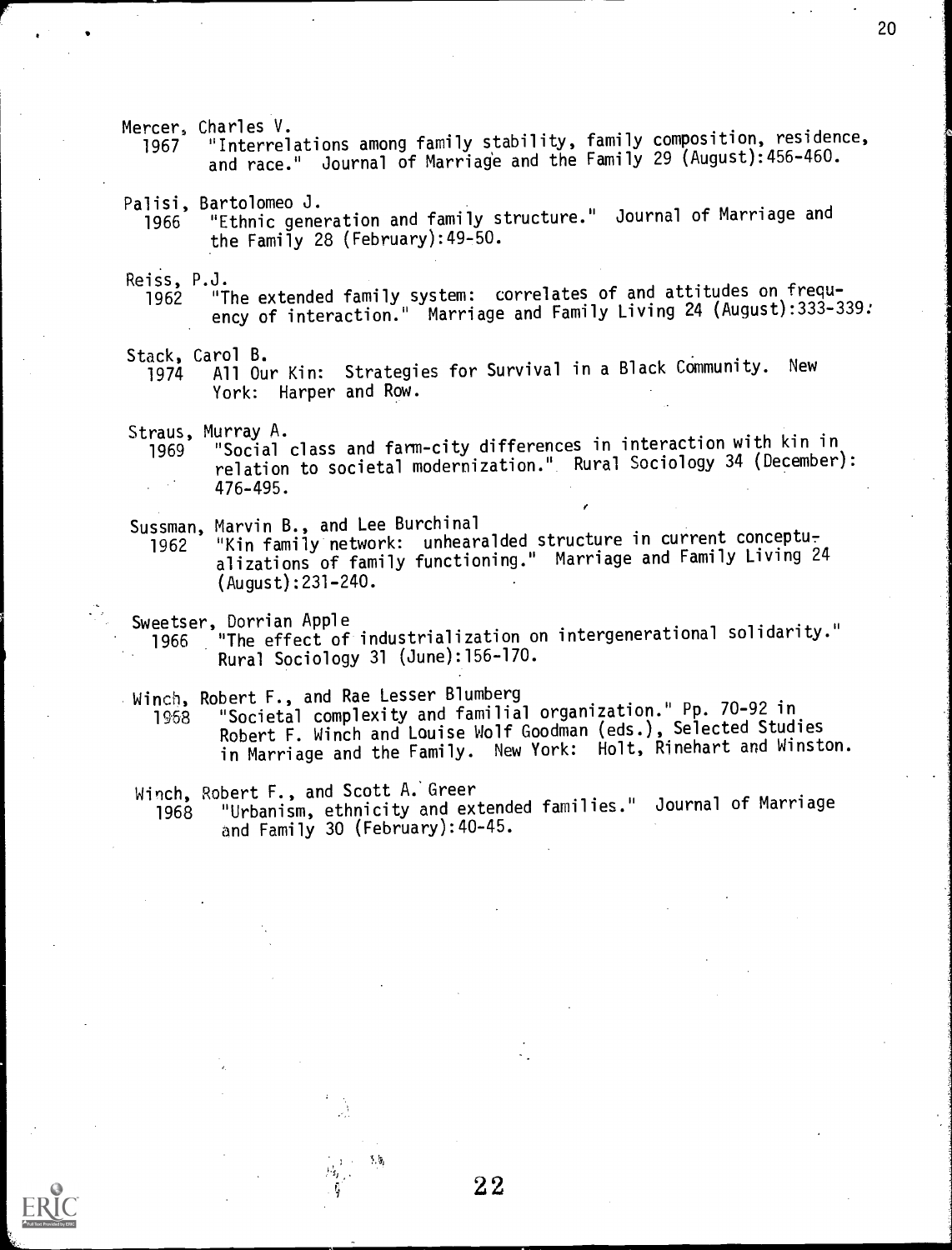Mercer, Charles V.
1967 "Interrelations among family stability, family composition, residence, and race." Journal of Marriage and the Family 29 (August):456-460.

Palisi, Bartolomeo J.
1966 "Ethnic generation and family structure." Journal of Marriage and the Family 28 (February):49-50.

Reiss, P.J.
1962 "The extended family system: correlates of and attitudes on frequency of interaction." Marriage and Family Living 24 (August):333-339.

Stack, Carol B.
1974 All Our Kin: Strategies for Survival in a Black Community. New York: Harper and Row.

Straus, Murray A.
1969 "Social class and farm-city differences in interaction with kin in relation to societal modernization." Rural Sociology 34 (December): 476-495.

Sussman, Marvin B., and Lee Burchinal
1962 "Kin family network: unhearalded structure in current conceptualizations of family functioning." Marriage and Family Living 24 (August):231-240.

Sweetser, Dorrian Apple
1966 "The effect of industrialization on intergenerational solidarity." Rural Sociology 31 (June):156-170.

Winch, Robert F., and Rae Lesser Blumberg
1968 "Societal complexity and familial organization." Pp. 70-92 in Robert F. Winch and Louise Wolf Goodman (eds.), Selected Studies in Marriage and the Family. New York: Holt, Rinehart and Winston.

Winch, Robert F., and Scott A. Greer
1968 "Urbanism, ethnicity and extended families." Journal of Marriage and Family 30 (February):40-45.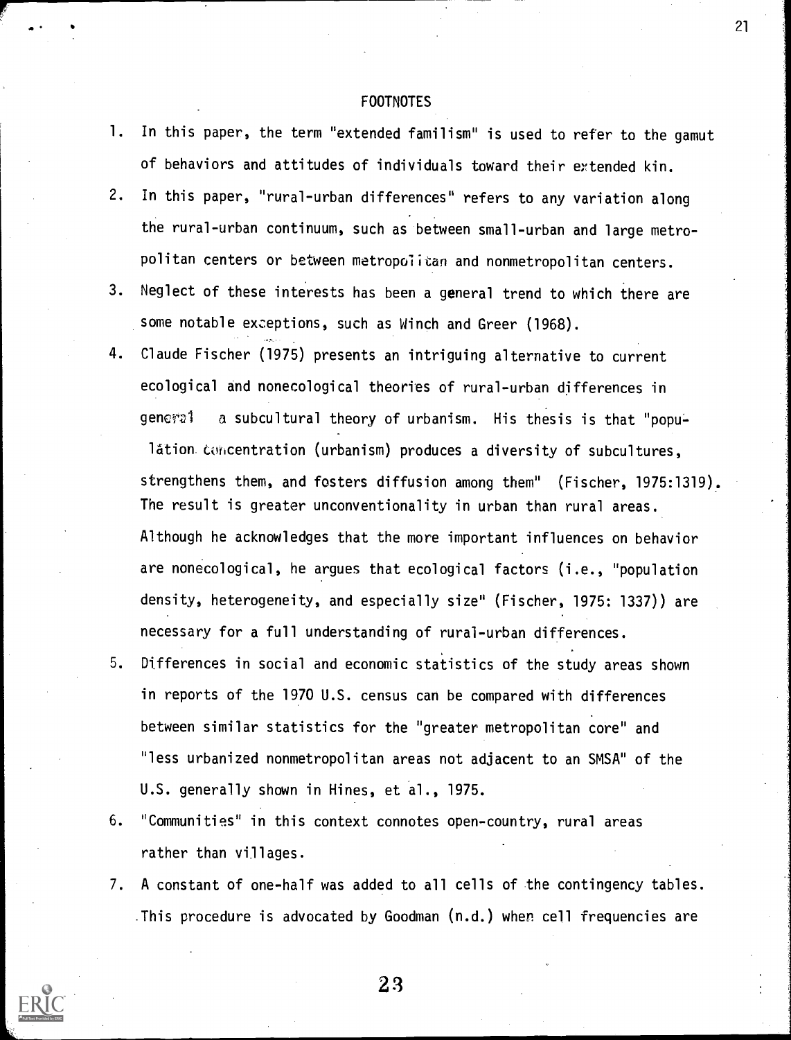# FOOTNOTES

1. In this paper, the term "extended familism" is used to refer to the gamut of behaviors and attitudes of individuals toward their extended kin.
2. In this paper, "rural-urban differences" refers to any variation along the rural-urban continuum, such as between small-urban and large metropolitan centers or between metropolitan and nonmetropolitan centers.
3. Neglect of these interests has been a general trend to which there are some notable exceptions, such as Winch and Greer (1968).
4. Claude Fischer (1975) presents an intriguing alternative to current ecological and nonecological theories of rural-urban differences in general a subcultural theory of urbanism. His thesis is that "population concentration (urbanism) produces a diversity of subcultures, strengthens them, and fosters diffusion among them" (Fischer, 1975:1319). The result is greater unconventionality in urban than rural areas. Although he acknowledges that the more important influences on behavior are nonecological, he argues that ecological factors (i.e., "population density, heterogeneity, and especially size" (Fischer, 1975: 1337)) are necessary for a full understanding of rural-urban differences.
5. Differences in social and economic statistics of the study areas shown in reports of the 1970 U.S. census can be compared with differences between similar statistics for the "greater metropolitan core" and "less urbanized nonmetropolitan areas not adjacent to an SMSA" of the U.S. generally shown in Hines, et al., 1975.
6. "Communities" in this context connotes open-country, rural areas rather than villages.
7. A constant of one-half was added to all cells of the contingency tables. This procedure is advocated by Goodman (n.d.) when cell frequencies are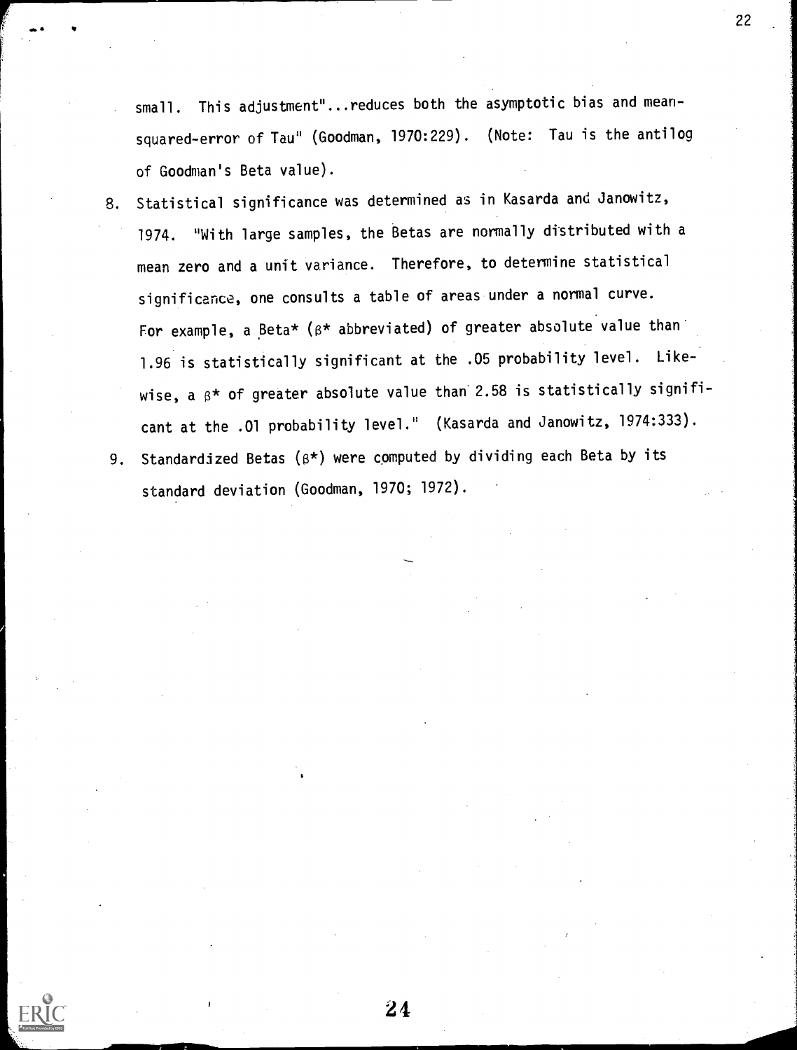small. This adjustment"...reduces both the asymptotic bias and mean-squared-error of Tau" (Goodman, 1970:229). (Note: Tau is the antilog of Goodman's Beta value).

8. Statistical significance was determined as in Kasarda and Janowitz, 1974. "With large samples, the Betas are normally distributed with a mean zero and a unit variance. Therefore, to determine statistical significance, one consults a table of areas under a normal curve. For example, a Beta* ($\beta$* abbreviated) of greater absolute value than 1.96 is statistically significant at the .05 probability level. Likewise, a $\beta$* of greater absolute value than 2.58 is statistically significant at the .01 probability level." (Kasarda and Janowitz, 1974:333).
9. Standardized Betas ($\beta$*) were computed by dividing each Beta by its standard deviation (Goodman, 1970; 1972).